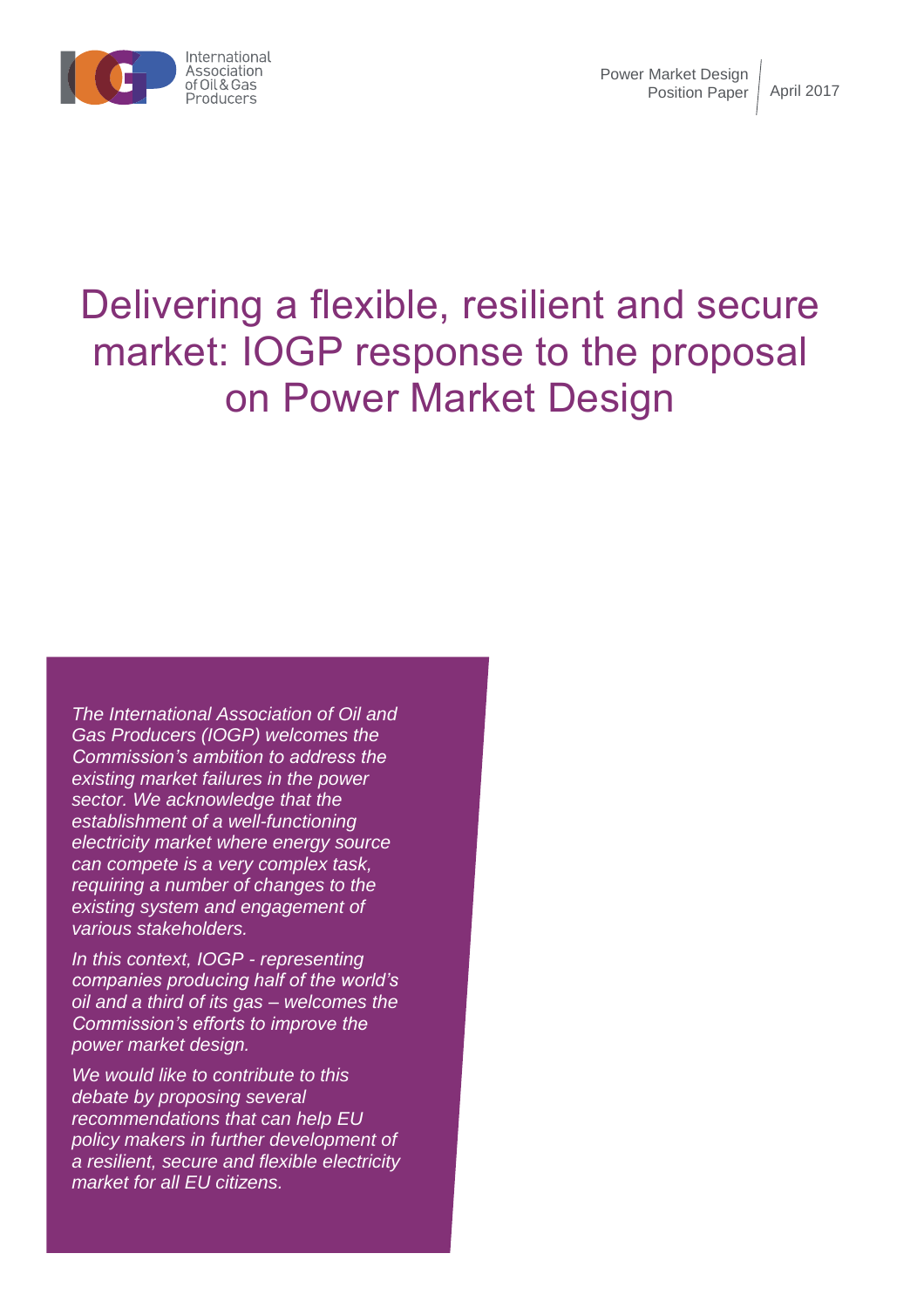Power Market Design Position Paper | April 2017

# Delivering a flexible, resilient and secure market: IOGP response to the proposal on Power Market Design

*The International Association of Oil and Gas Producers (IOGP) welcomes the Commission's ambition to address the existing market failures in the power sector. We acknowledge that the establishment of a well-functioning electricity market where energy source can compete is a very complex task, requiring a number of changes to the existing system and engagement of various stakeholders.*

*In this context, IOGP - representing companies producing half of the world's oil and a third of its gas – welcomes the Commission's efforts to improve the power market design.*

*We would like to contribute to this debate by proposing several recommendations that can help EU policy makers in further development of a resilient, secure and flexible electricity market for all EU citizens.*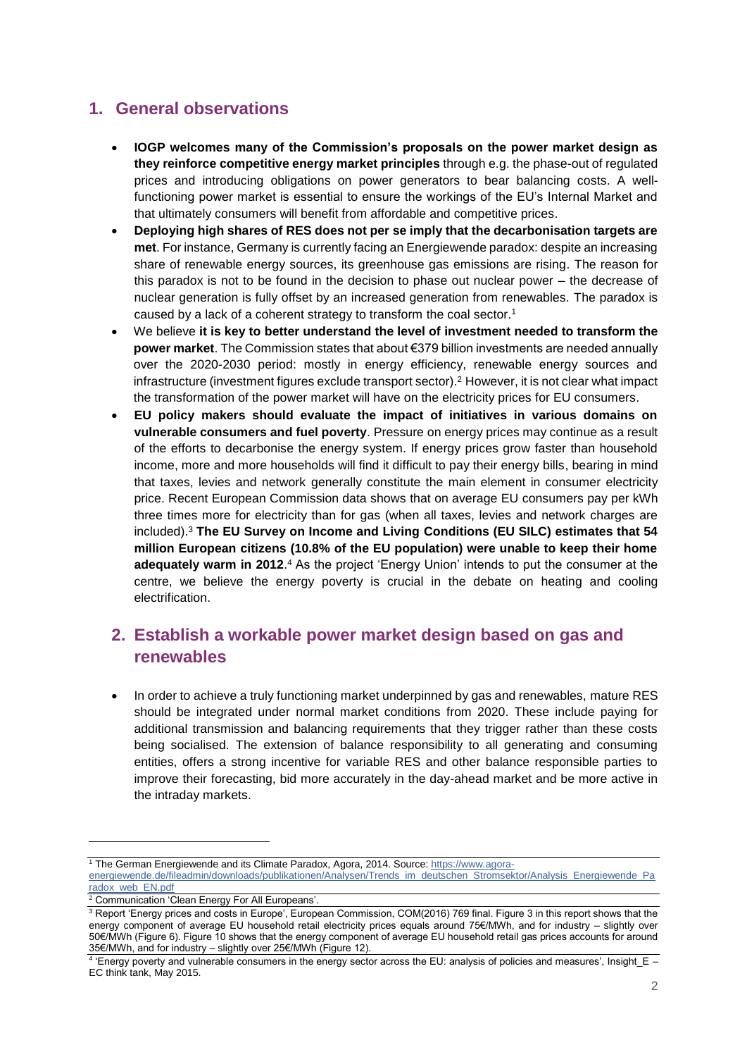## 1. General observations

- **IOGP welcomes many of the Commission's proposals on the power market design as they reinforce competitive energy market principles** through e.g. the phase-out of regulated prices and introducing obligations on power generators to bear balancing costs. A well-functioning power market is essential to ensure the workings of the EU's Internal Market and that ultimately consumers will benefit from affordable and competitive prices.
- **Deploying high shares of RES does not per se imply that the decarbonisation targets are met**. For instance, Germany is currently facing an Energiewende paradox: despite an increasing share of renewable energy sources, its greenhouse gas emissions are rising. The reason for this paradox is not to be found in the decision to phase out nuclear power – the decrease of nuclear generation is fully offset by an increased generation from renewables. The paradox is caused by a lack of a coherent strategy to transform the coal sector.[1]
- We believe **it is key to better understand the level of investment needed to transform the power market**. The Commission states that about €379 billion investments are needed annually over the 2020-2030 period: mostly in energy efficiency, renewable energy sources and infrastructure (investment figures exclude transport sector).[2] However, it is not clear what impact the transformation of the power market will have on the electricity prices for EU consumers.
- **EU policy makers should evaluate the impact of initiatives in various domains on vulnerable consumers and fuel poverty**. Pressure on energy prices may continue as a result of the efforts to decarbonise the energy system. If energy prices grow faster than household income, more and more households will find it difficult to pay their energy bills, bearing in mind that taxes, levies and network generally constitute the main element in consumer electricity price. Recent European Commission data shows that on average EU consumers pay per kWh three times more for electricity than for gas (when all taxes, levies and network charges are included).[3] **The EU Survey on Income and Living Conditions (EU SILC) estimates that 54 million European citizens (10.8% of the EU population) were unable to keep their home adequately warm in 2012**.[4] As the project 'Energy Union' intends to put the consumer at the centre, we believe the energy poverty is crucial in the debate on heating and cooling electrification.

## 2. Establish a workable power market design based on gas and renewables

- In order to achieve a truly functioning market underpinned by gas and renewables, mature RES should be integrated under normal market conditions from 2020. These include paying for additional transmission and balancing requirements that they trigger rather than these costs being socialised. The extension of balance responsibility to all generating and consuming entities, offers a strong incentive for variable RES and other balance responsible parties to improve their forecasting, bid more accurately in the day-ahead market and be more active in the intraday markets.

---

[1] The German Energiewende and its Climate Paradox, Agora, 2014. Source: https://www.agora-energiewende.de/fileadmin/downloads/publikationen/Analysen/Trends_im_deutschen_Stromsektor/Analysis_Energiewende_Paradox_web_EN.pdf

[2] Communication 'Clean Energy For All Europeans'.

[3] Report 'Energy prices and costs in Europe', European Commission, COM(2016) 769 final. Figure 3 in this report shows that the energy component of average EU household retail electricity prices equals around 75€/MWh, and for industry – slightly over 50€/MWh (Figure 6). Figure 10 shows that the energy component of average EU household retail gas prices accounts for around 35€/MWh, and for industry – slightly over 25€/MWh (Figure 12).

[4] 'Energy poverty and vulnerable consumers in the energy sector across the EU: analysis of policies and measures', Insight_E – EC think tank, May 2015.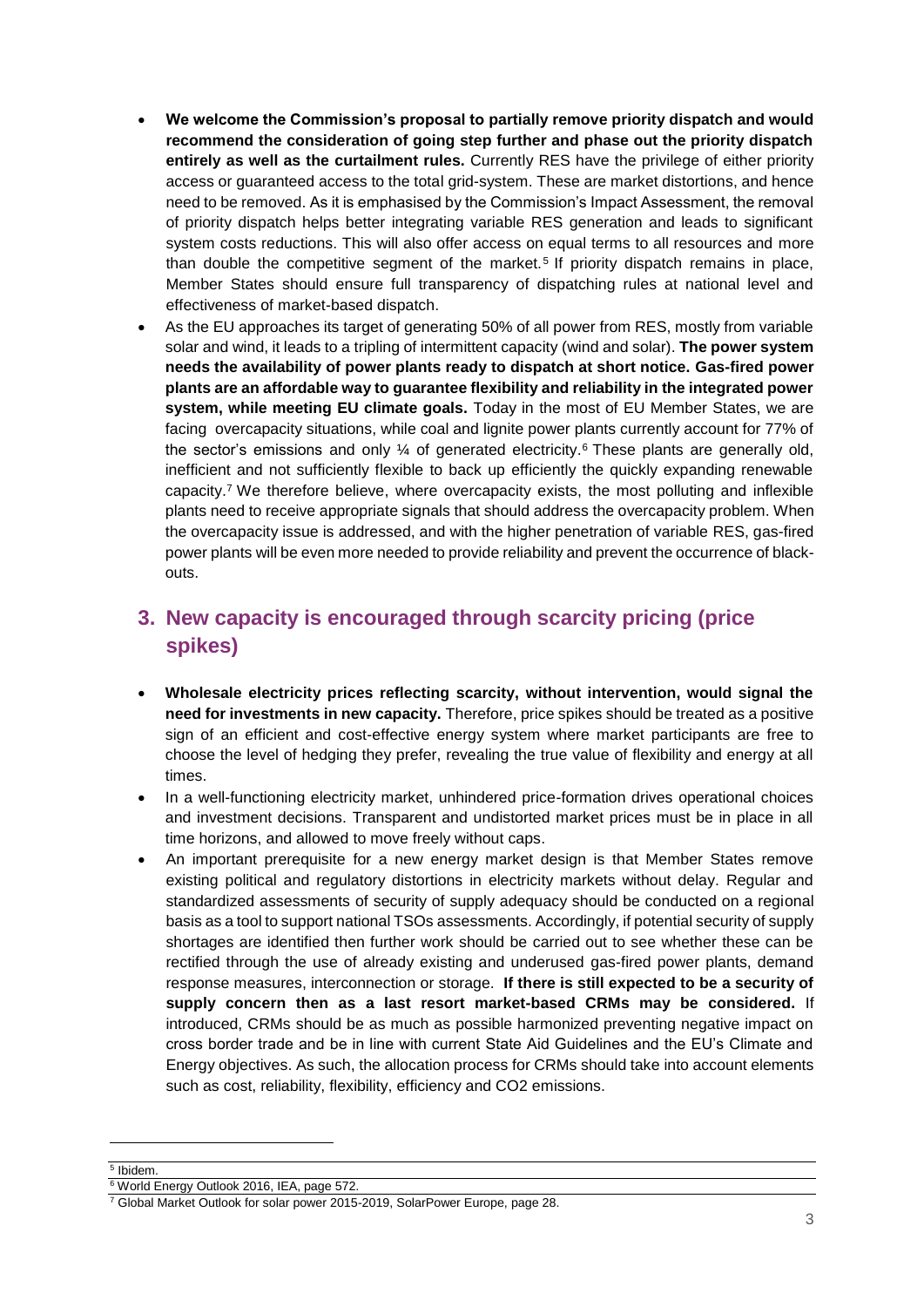- **We welcome the Commission's proposal to partially remove priority dispatch and would recommend the consideration of going step further and phase out the priority dispatch entirely as well as the curtailment rules.** Currently RES have the privilege of either priority access or guaranteed access to the total grid-system. These are market distortions, and hence need to be removed. As it is emphasised by the Commission's Impact Assessment, the removal of priority dispatch helps better integrating variable RES generation and leads to significant system costs reductions. This will also offer access on equal terms to all resources and more than double the competitive segment of the market.[5] If priority dispatch remains in place, Member States should ensure full transparency of dispatching rules at national level and effectiveness of market-based dispatch.
- As the EU approaches its target of generating 50% of all power from RES, mostly from variable solar and wind, it leads to a tripling of intermittent capacity (wind and solar). **The power system needs the availability of power plants ready to dispatch at short notice. Gas-fired power plants are an affordable way to guarantee flexibility and reliability in the integrated power system, while meeting EU climate goals.** Today in the most of EU Member States, we are facing overcapacity situations, while coal and lignite power plants currently account for 77% of the sector's emissions and only ¼ of generated electricity.[6] These plants are generally old, inefficient and not sufficiently flexible to back up efficiently the quickly expanding renewable capacity.[7] We therefore believe, where overcapacity exists, the most polluting and inflexible plants need to receive appropriate signals that should address the overcapacity problem. When the overcapacity issue is addressed, and with the higher penetration of variable RES, gas-fired power plants will be even more needed to provide reliability and prevent the occurrence of black-outs.

## 3. New capacity is encouraged through scarcity pricing (price spikes)

- **Wholesale electricity prices reflecting scarcity, without intervention, would signal the need for investments in new capacity.** Therefore, price spikes should be treated as a positive sign of an efficient and cost-effective energy system where market participants are free to choose the level of hedging they prefer, revealing the true value of flexibility and energy at all times.
- In a well-functioning electricity market, unhindered price-formation drives operational choices and investment decisions. Transparent and undistorted market prices must be in place in all time horizons, and allowed to move freely without caps.
- An important prerequisite for a new energy market design is that Member States remove existing political and regulatory distortions in electricity markets without delay. Regular and standardized assessments of security of supply adequacy should be conducted on a regional basis as a tool to support national TSOs assessments. Accordingly, if potential security of supply shortages are identified then further work should be carried out to see whether these can be rectified through the use of already existing and underused gas-fired power plants, demand response measures, interconnection or storage. **If there is still expected to be a security of supply concern then as a last resort market-based CRMs may be considered.** If introduced, CRMs should be as much as possible harmonized preventing negative impact on cross border trade and be in line with current State Aid Guidelines and the EU's Climate and Energy objectives. As such, the allocation process for CRMs should take into account elements such as cost, reliability, flexibility, efficiency and $CO_2$ emissions.

---

[5] Ibidem.

[6] World Energy Outlook 2016, IEA, page 572.

[7] Global Market Outlook for solar power 2015-2019, SolarPower Europe, page 28.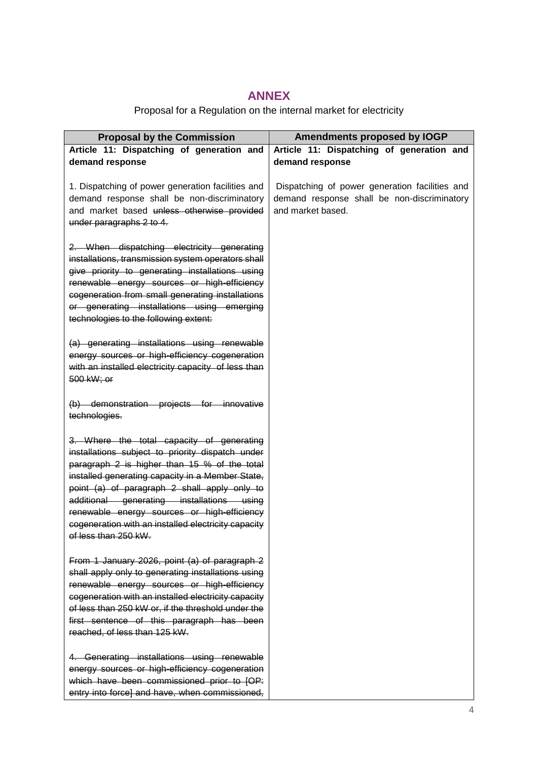## ANNEX

Proposal for a Regulation on the internal market for electricity

| Proposal by the Commission | Amendments proposed by IOGP |
|---|---|
| **Article 11: Dispatching of generation and demand response**<br><br>1. Dispatching of power generation facilities and demand response shall be non-discriminatory and market based ~~unless otherwise provided under paragraphs 2 to 4.~~<br><br>~~2. When dispatching electricity generating installations, transmission system operators shall give priority to generating installations using renewable energy sources or high-efficiency cogeneration from small generating installations or generating installations using emerging technologies to the following extent:~~<br><br>~~(a) generating installations using renewable energy sources or high-efficiency cogeneration with an installed electricity capacity of less than 500 kW; or~~<br><br>~~(b) demonstration projects for innovative technologies.~~<br><br>~~3. Where the total capacity of generating installations subject to priority dispatch under paragraph 2 is higher than 15 % of the total installed generating capacity in a Member State, point (a) of paragraph 2 shall apply only to additional generating installations using renewable energy sources or high-efficiency cogeneration with an installed electricity capacity of less than 250 kW.~~<br><br>~~From 1 January 2026, point (a) of paragraph 2 shall apply only to generating installations using renewable energy sources or high-efficiency cogeneration with an installed electricity capacity of less than 250 kW or, if the threshold under the first sentence of this paragraph has been reached, of less than 125 kW.~~<br><br>~~4. Generating installations using renewable energy sources or high-efficiency cogeneration which have been commissioned prior to [OP: entry into force] and have, when commissioned,~~ | **Article 11: Dispatching of generation and demand response**<br><br>Dispatching of power generation facilities and demand response shall be non-discriminatory and market based. |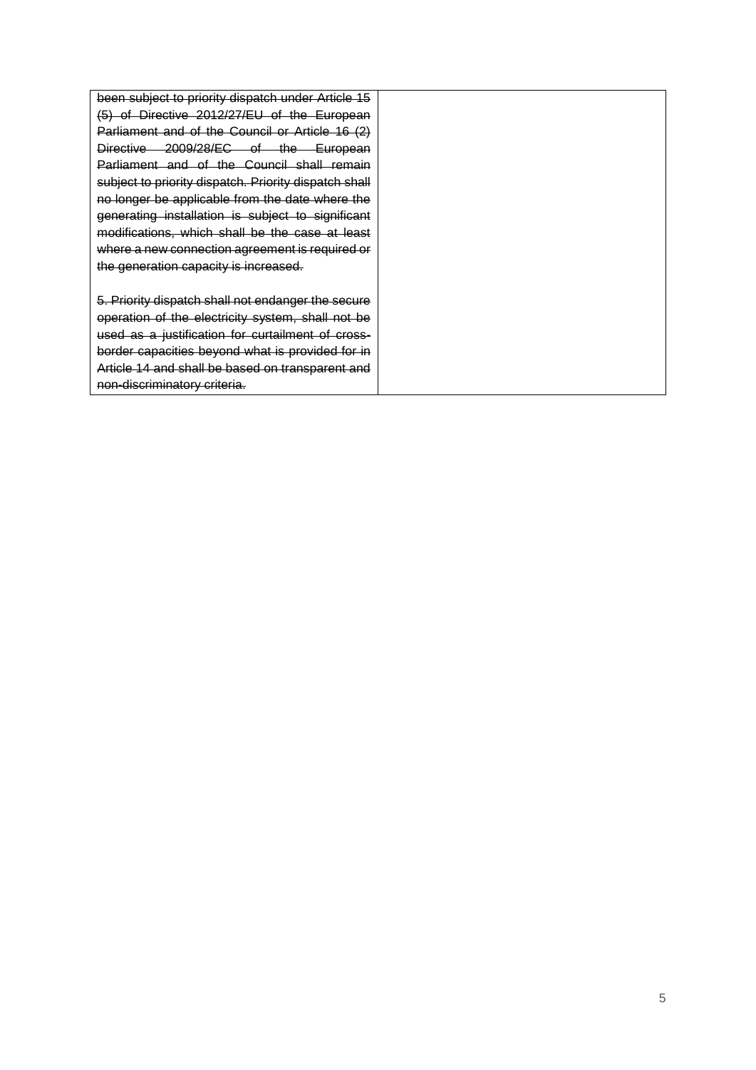| | |
|---|---|
| ~~been subject to priority dispatch under Article 15 (5) of Directive 2012/27/EU of the European Parliament and of the Council or Article 16 (2) Directive 2009/28/EC of the European Parliament and of the Council shall remain subject to priority dispatch. Priority dispatch shall no longer be applicable from the date where the generating installation is subject to significant modifications, which shall be the case at least where a new connection agreement is required or the generation capacity is increased.~~<br><br>~~5. Priority dispatch shall not endanger the secure operation of the electricity system, shall not be used as a justification for curtailment of cross-border capacities beyond what is provided for in Article 14 and shall be based on transparent and non-discriminatory criteria.~~ | |